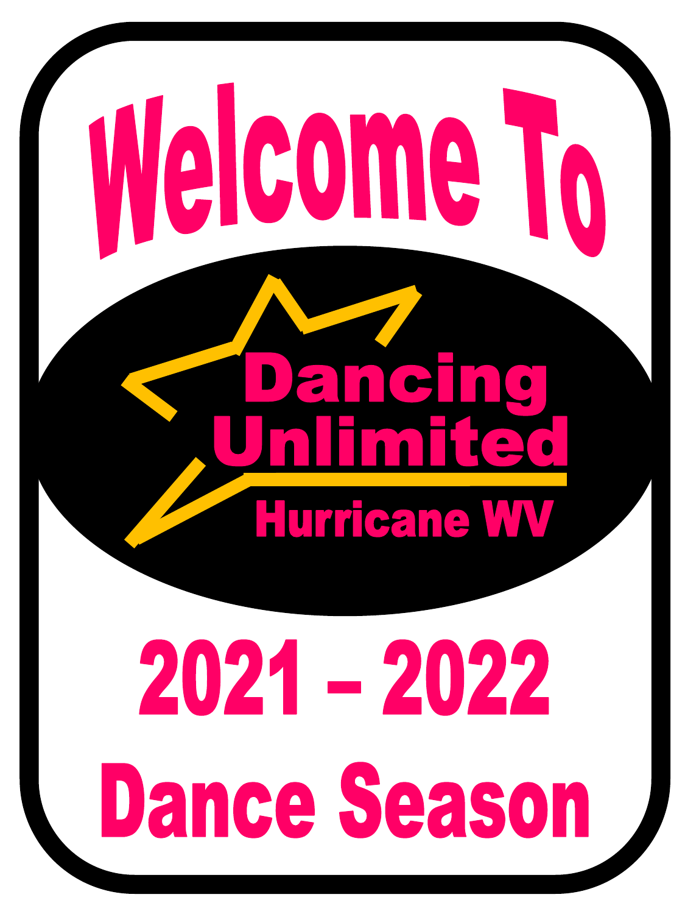# Welcome To

## Dancing Unlimited

Hurricane WV

# 2021 – 2022

# Dance Season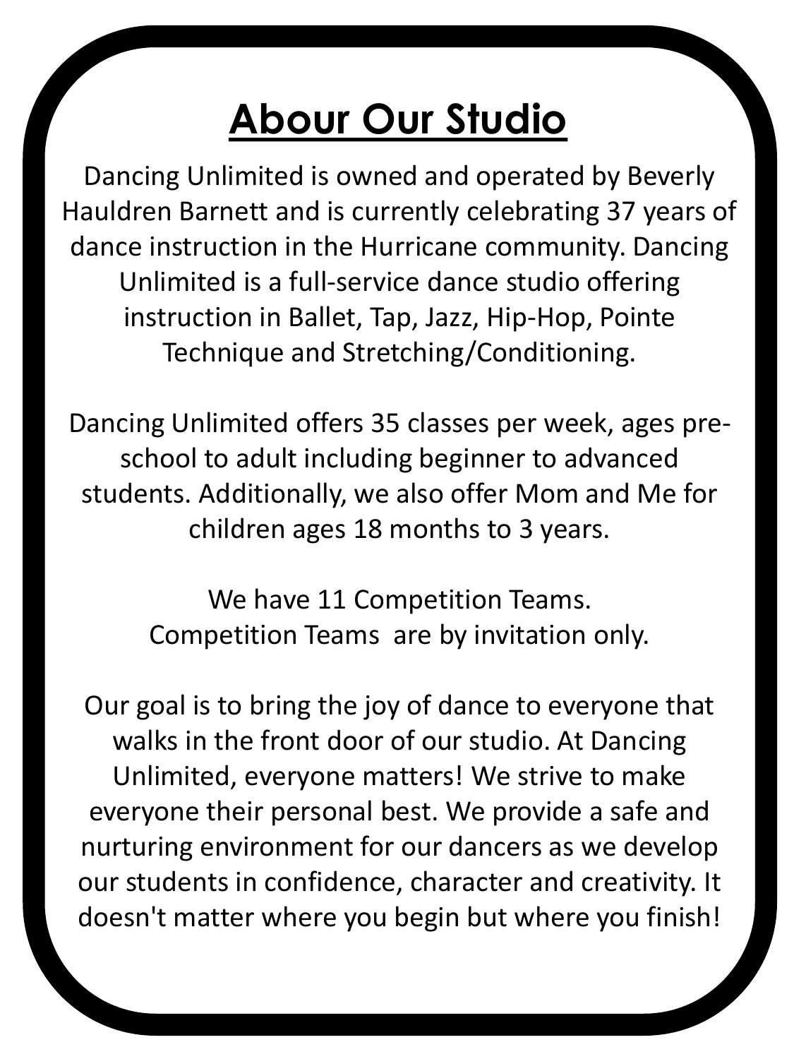# Abour Our Studio

Dancing Unlimited is owned and operated by Beverly Hauldren Barnett and is currently celebrating 37 years of dance instruction in the Hurricane community. Dancing Unlimited is a full-service dance studio offering instruction in Ballet, Tap, Jazz, Hip-Hop, Pointe Technique and Stretching/Conditioning.

Dancing Unlimited offers 35 classes per week, ages pre-school to adult including beginner to advanced students. Additionally, we also offer Mom and Me for children ages 18 months to 3 years.

We have 11 Competition Teams.
Competition Teams are by invitation only.

Our goal is to bring the joy of dance to everyone that walks in the front door of our studio. At Dancing Unlimited, everyone matters! We strive to make everyone their personal best. We provide a safe and nurturing environment for our dancers as we develop our students in confidence, character and creativity. It doesn't matter where you begin but where you finish!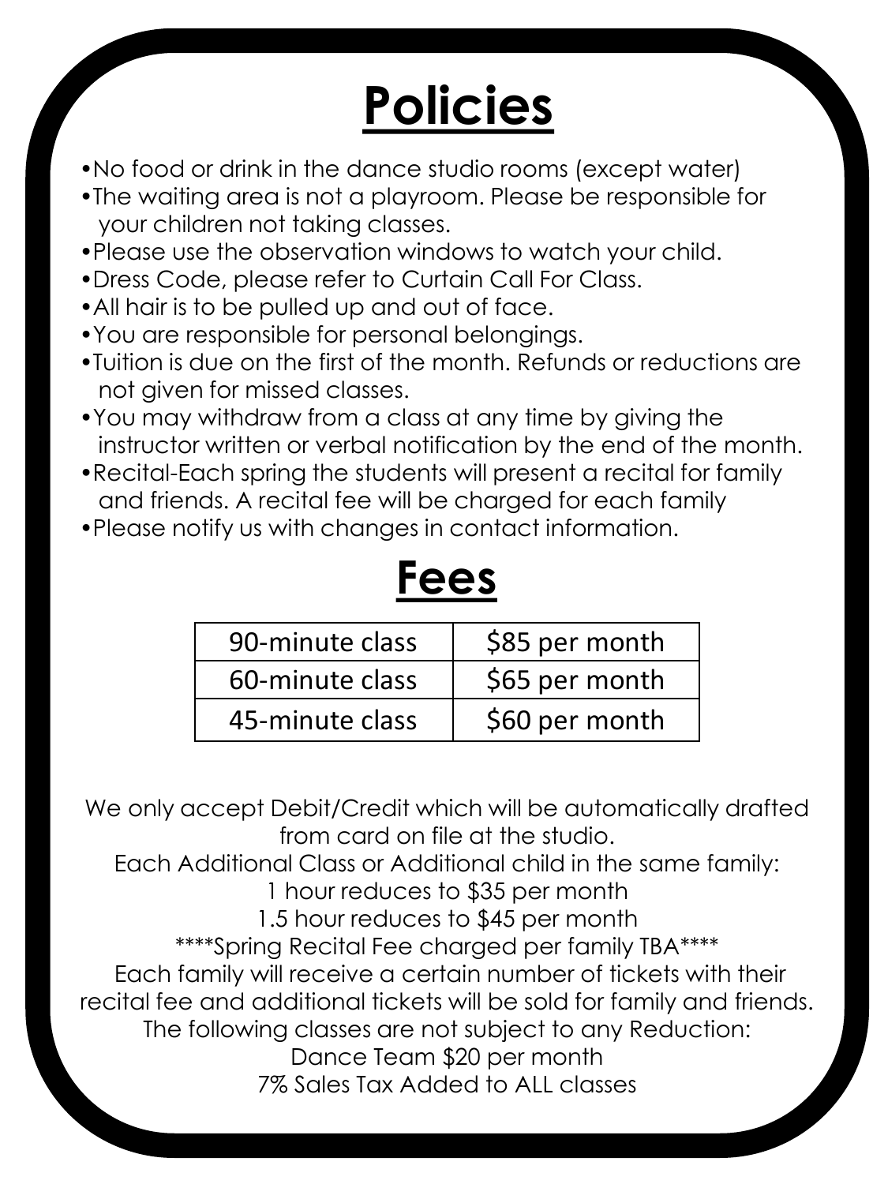# Policies

- No food or drink in the dance studio rooms (except water)
- The waiting area is not a playroom. Please be responsible for your children not taking classes.
- Please use the observation windows to watch your child.
- Dress Code, please refer to Curtain Call For Class.
- All hair is to be pulled up and out of face.
- You are responsible for personal belongings.
- Tuition is due on the first of the month. Refunds or reductions are not given for missed classes.
- You may withdraw from a class at any time by giving the instructor written or verbal notification by the end of the month.
- Recital-Each spring the students will present a recital for family and friends. A recital fee will be charged for each family
- Please notify us with changes in contact information.

# Fees

| | |
|---|---|
| 90-minute class | $85 per month |
| 60-minute class | $65 per month |
| 45-minute class | $60 per month |

We only accept Debit/Credit which will be automatically drafted from card on file at the studio.

Each Additional Class or Additional child in the same family:

1 hour reduces to $35 per month

1.5 hour reduces to $45 per month

****Spring Recital Fee charged per family TBA****

Each family will receive a certain number of tickets with their recital fee and additional tickets will be sold for family and friends.

The following classes are not subject to any Reduction:

Dance Team $20 per month

7% Sales Tax Added to ALL classes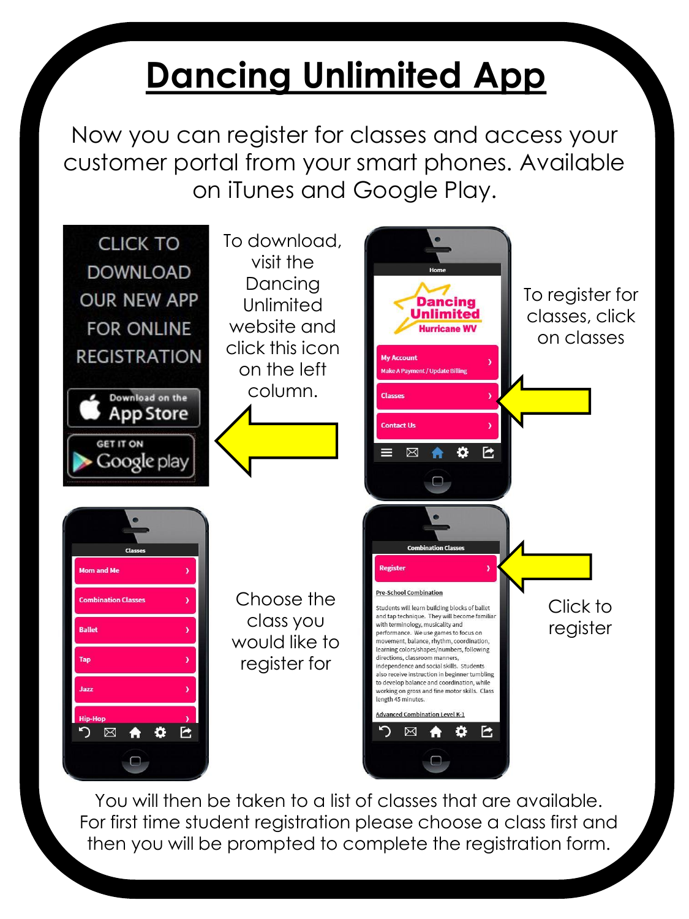# Dancing Unlimited App

Now you can register for classes and access your customer portal from your smart phones. Available on iTunes and Google Play.

CLICK TO DOWNLOAD OUR NEW APP FOR ONLINE REGISTRATION

Download on the App Store

GET IT ON Google play

To download, visit the Dancing Unlimited website and click this icon on the left column.

Home

Dancing Unlimited Hurricane WV

My Account
Make A Payment / Update Billing

Classes

Contact Us

To register for classes, click on classes

Classes

Mom and Me

Combination Classes

Ballet

Tap

Jazz

Hip-Hop

Choose the class you would like to register for

Combination Classes

Register

Pre-School Combination

Students will learn building blocks of ballet and tap technique. They will become familiar with terminology, musicality and performance. We use games to focus on movement, balance, rhythm, coordination, learning colors/shapes/numbers, following directions, classroom manners, independence and social skills. Students also receive instruction in beginner tumbling to develop balance and coordination, while working on gross and fine motor skills. Class length 45 minutes.

Advanced Combination Level K-1

Click to register

You will then be taken to a list of classes that are available. For first time student registration please choose a class first and then you will be prompted to complete the registration form.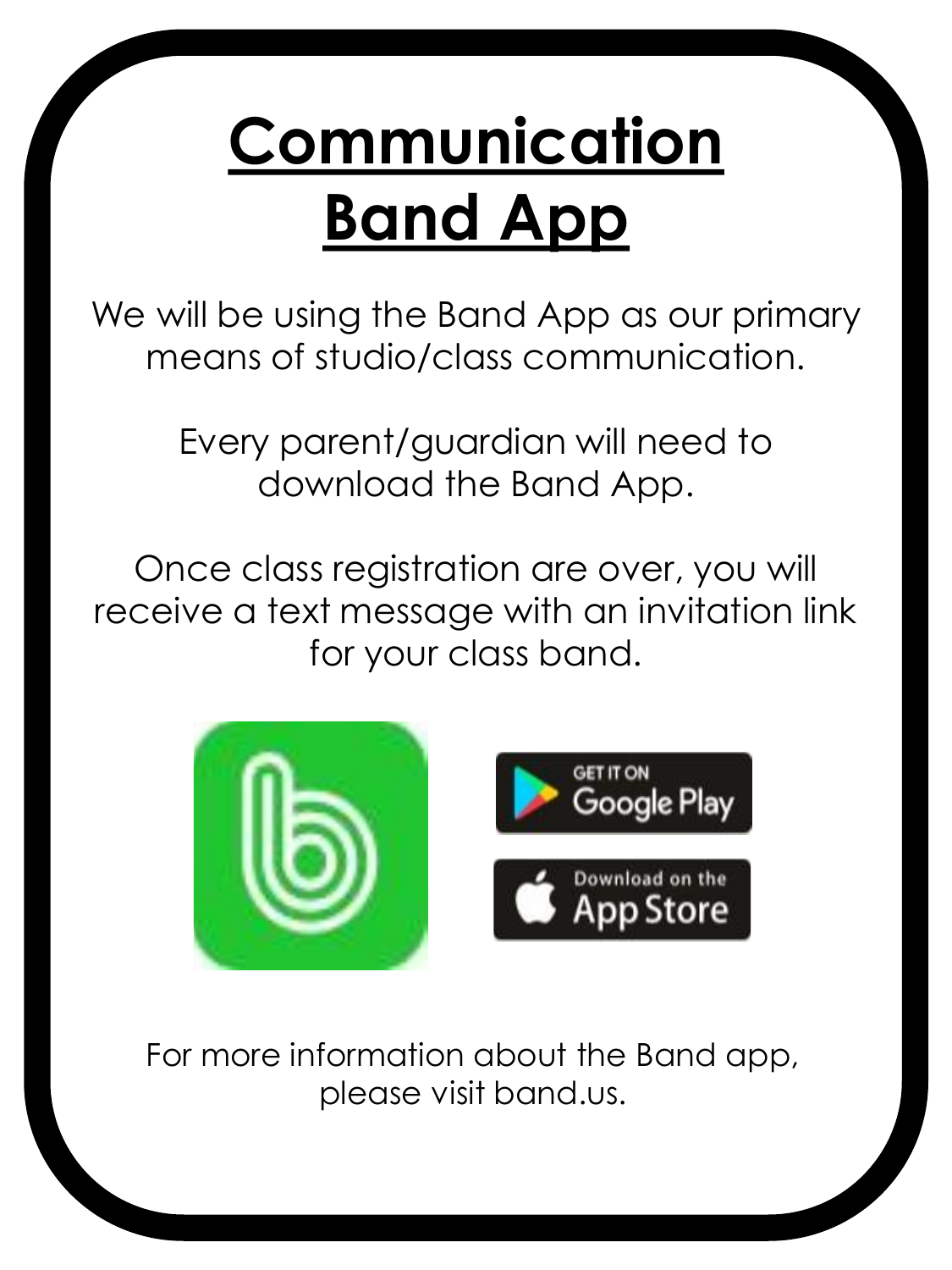# Communication Band App

We will be using the Band App as our primary means of studio/class communication.

Every parent/guardian will need to download the Band App.

Once class registration are over, you will receive a text message with an invitation link for your class band.

For more information about the Band app, please visit band.us.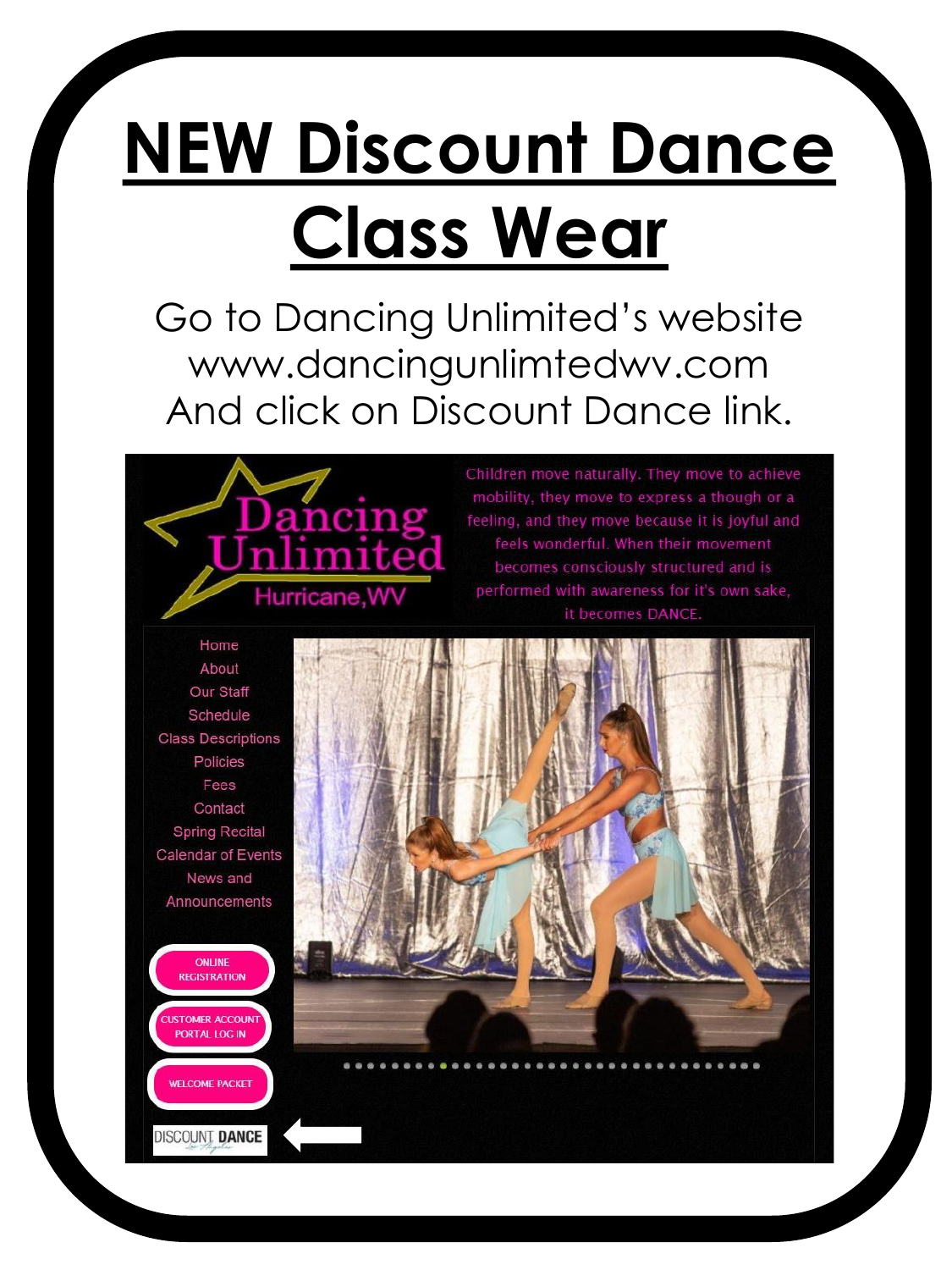# NEW Discount Dance Class Wear

Go to Dancing Unlimited's website
www.dancingunlimtedwv.com
And click on Discount Dance link.

Dancing Unlimited
Hurricane,WV

Children move naturally. They move to achieve mobility, they move to express a though or a feeling, and they move because it is joyful and feels wonderful. When their movement becomes consciously structured and is performed with awareness for it's own sake, it becomes DANCE.

- Home
- About
- Our Staff
- Schedule
- Class Descriptions
- Policies
- Fees
- Contact
- Spring Recital
- Calendar of Events
- News and Announcements

ONLINE REGISTRATION

CUSTOMER ACCOUNT PORTAL LOG IN

WELCOME PACKET

DISCOUNT DANCE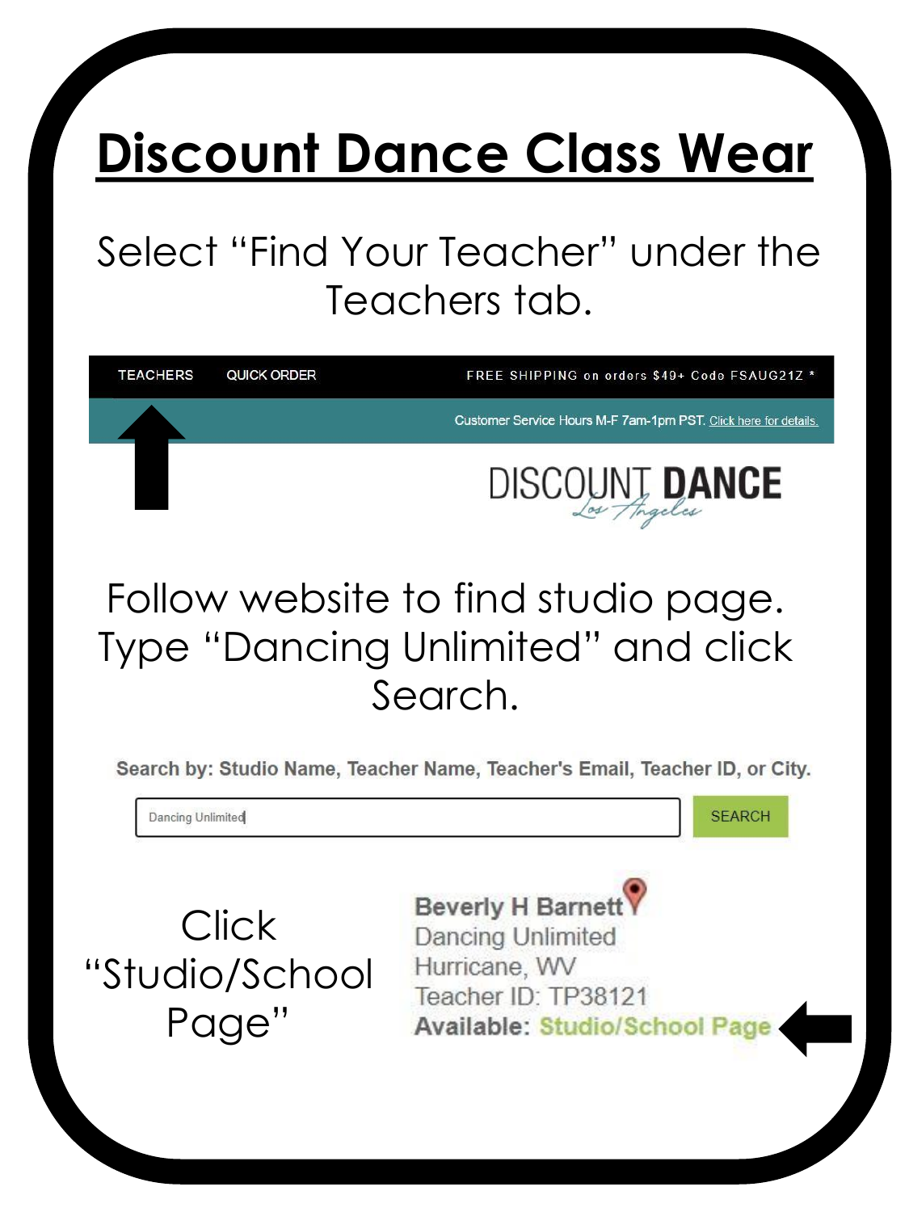# Discount Dance Class Wear

Select "Find Your Teacher" under the Teachers tab.

TEACHERS    QUICK ORDER    FREE SHIPPING on orders $49+ Code FSAUG21Z *

Customer Service Hours M-F 7am-1pm PST. Click here for details.

DISCOUNT DANCE Los Angeles

Follow website to find studio page. Type "Dancing Unlimited" and click Search.

Search by: Studio Name, Teacher Name, Teacher's Email, Teacher ID, or City.

Dancing Unlimited    SEARCH

Click "Studio/School Page"

**Beverly H Barnett**
Dancing Unlimited
Hurricane, WV
Teacher ID: TP38121
**Available:** Studio/School Page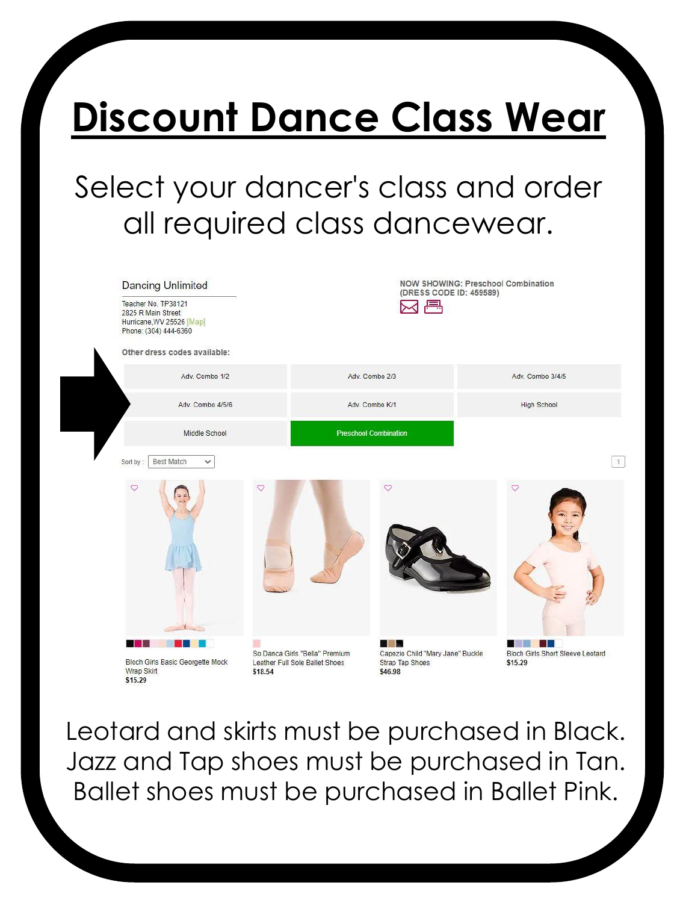# Discount Dance Class Wear

Select your dancer's class and order all required class dancewear.

Dancing Unlimited

Teacher No. TP38121
2825 R Main Street
Hurricane,WV 25526 [Map]
Phone: (304) 444-6360

NOW SHOWING: Preschool Combination
(DRESS CODE ID: 459589)

Other dress codes available:

| Adv. Combo 1/2 | Adv. Combo 2/3 | Adv. Combo 3/4/5 |
| --- | --- | --- |
| Adv. Combo 4/5/6 | Adv. Combo K/1 | High School |
| Middle School | Preschool Combination | |

Sort by : Best Match

1

Bloch Girls Basic Georgette Mock Wrap Skirt
$15.29

So Danca Girls "Bella" Premium Leather Full Sole Ballet Shoes
$18.54

Capezio Child "Mary Jane" Buckle Strap Tap Shoes
$46.98

Bloch Girls Short Sleeve Leotard
$15.29

Leotard and skirts must be purchased in Black.
Jazz and Tap shoes must be purchased in Tan.
Ballet shoes must be purchased in Ballet Pink.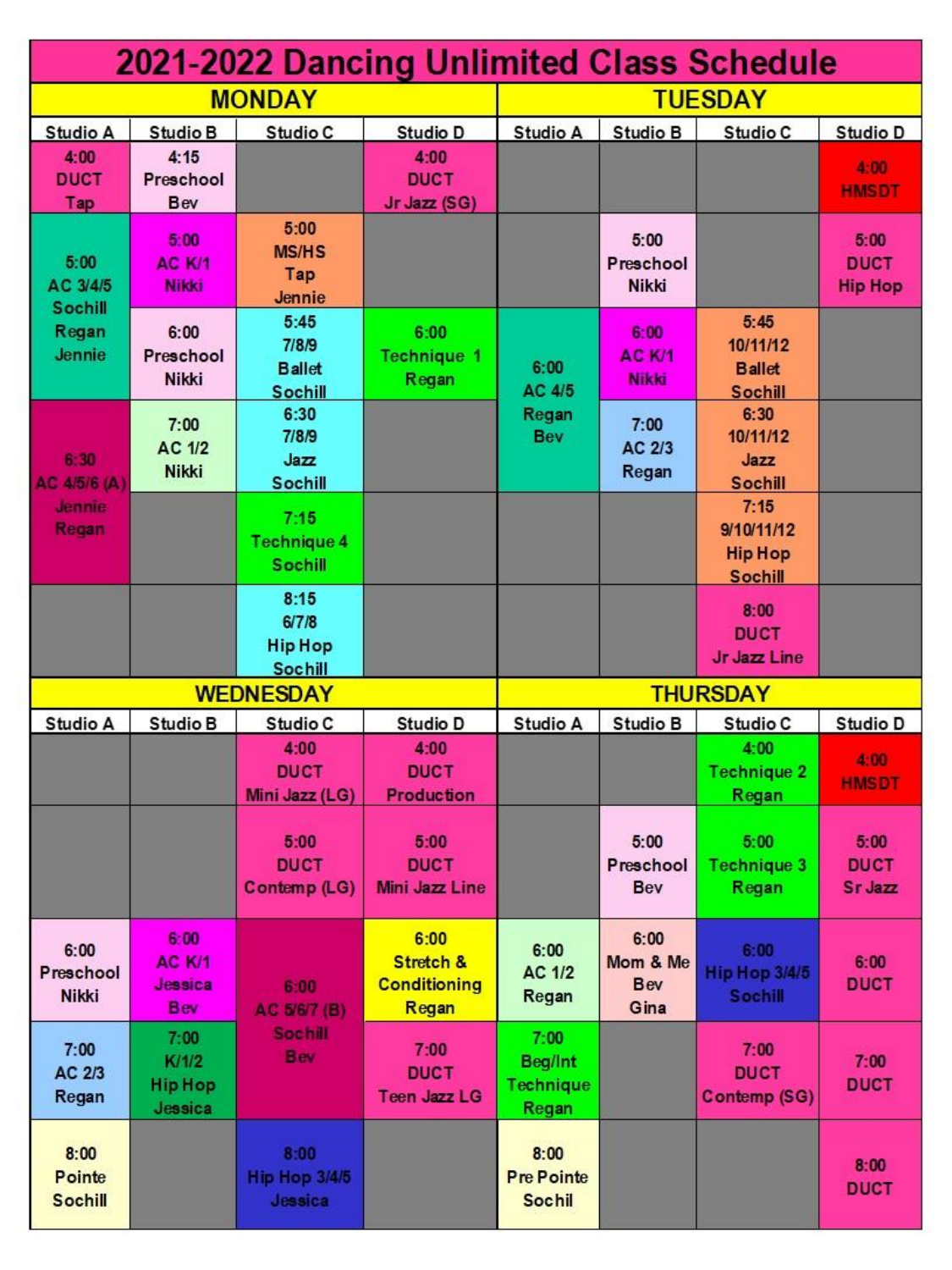# 2021-2022 Dancing Unlimited Class Schedule

## MONDAY

| Studio A | Studio B | Studio C | Studio D |
|---|---|---|---|
| 4:00 DUCT Tap | 4:15 Preschool Bev | | 4:00 DUCT Jr Jazz (SG) |
| 5:00 AC 3/4/5 Sochill Regan Jennie | 5:00 AC K/1 Nikki | 5:00 MS/HS Tap Jennie | |
| | 6:00 Preschool Nikki | 5:45 7/8/9 Ballet Sochill | 6:00 Technique 1 Regan |
| 6:30 AC 4/5/6 (A) Jennie Regan | 7:00 AC 1/2 Nikki | 6:30 7/8/9 Jazz Sochill | |
| | | 7:15 Technique 4 Sochill | |
| | | 8:15 6/7/8 Hip Hop Sochill | |

## TUESDAY

| Studio A | Studio B | Studio C | Studio D |
|---|---|---|---|
| | | | 4:00 HMSDT |
| | 5:00 Preschool Nikki | | 5:00 DUCT Hip Hop |
| 6:00 AC 4/5 Regan Bev | 6:00 AC K/1 Nikki | 5:45 10/11/12 Ballet Sochill | |
| | 7:00 AC 2/3 Regan | 6:30 10/11/12 Jazz Sochill | |
| | | 7:15 9/10/11/12 Hip Hop Sochill | |
| | | 8:00 DUCT Jr Jazz Line | |

## WEDNESDAY

| Studio A | Studio B | Studio C | Studio D |
|---|---|---|---|
| | | 4:00 DUCT Mini Jazz (LG) | 4:00 DUCT Production |
| | | 5:00 DUCT Contemp (LG) | 5:00 DUCT Mini Jazz Line |
| 6:00 Preschool Nikki | 6:00 AC K/1 Jessica Bev | 6:00 AC 5/6/7 (B) Sochill Bev | 6:00 Stretch & Conditioning Regan |
| 7:00 AC 2/3 Regan | 7:00 K/1/2 Hip Hop Jessica | | 7:00 DUCT Teen Jazz LG |
| 8:00 Pointe Sochill | | 8:00 Hip Hop 3/4/5 Jessica | |

## THURSDAY

| Studio A | Studio B | Studio C | Studio D |
|---|---|---|---|
| | | 4:00 Technique 2 Regan | 4:00 HMSDT |
| | 5:00 Preschool Bev | 5:00 Technique 3 Regan | 5:00 DUCT Sr Jazz |
| 6:00 AC 1/2 Regan | 6:00 Mom & Me Bev Gina | 6:00 Hip Hop 3/4/5 Sochill | 6:00 DUCT |
| 7:00 Beg/Int Technique Regan | | 7:00 DUCT Contemp (SG) | 7:00 DUCT |
| 8:00 Pre Pointe Sochil | | | 8:00 DUCT |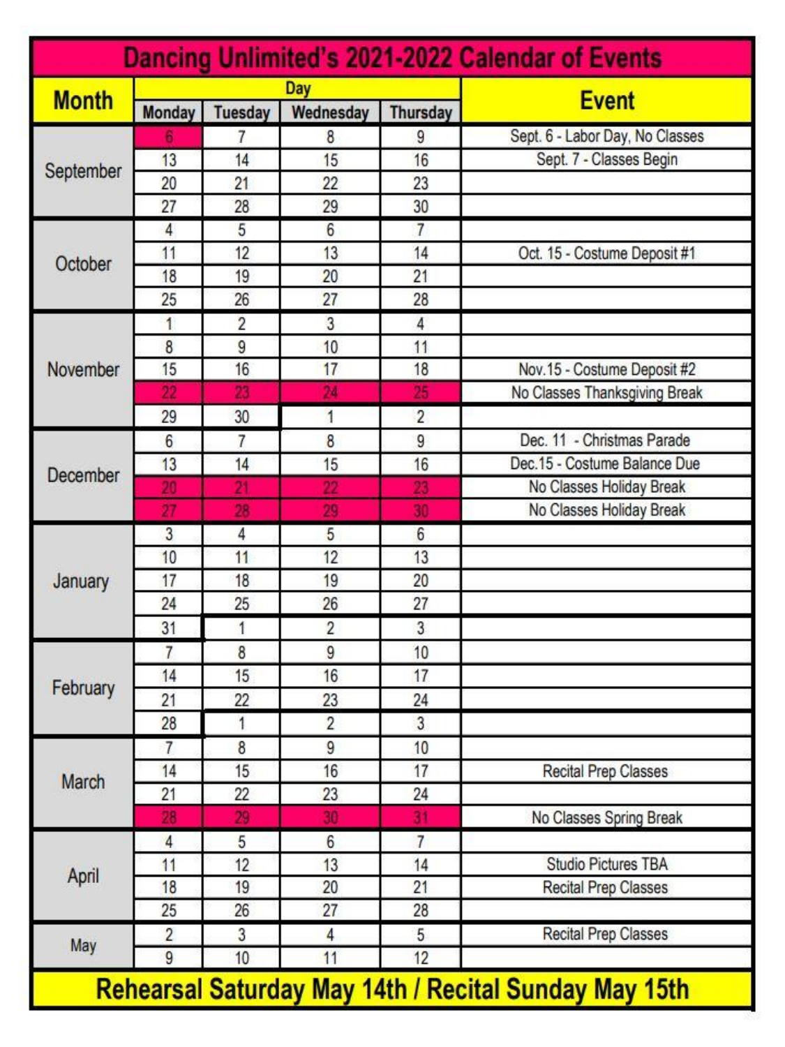# Dancing Unlimited's 2021-2022 Calendar of Events

| Month | Day | | | | Event |
|---|---|---|---|---|---|
| | Monday | Tuesday | Wednesday | Thursday | |
| September | 6 | 7 | 8 | 9 | Sept. 6 - Labor Day, No Classes |
| | 13 | 14 | 15 | 16 | Sept. 7 - Classes Begin |
| | 20 | 21 | 22 | 23 | |
| | 27 | 28 | 29 | 30 | |
| October | 4 | 5 | 6 | 7 | |
| | 11 | 12 | 13 | 14 | Oct. 15 - Costume Deposit #1 |
| | 18 | 19 | 20 | 21 | |
| | 25 | 26 | 27 | 28 | |
| November | 1 | 2 | 3 | 4 | |
| | 8 | 9 | 10 | 11 | |
| | 15 | 16 | 17 | 18 | Nov.15 - Costume Deposit #2 |
| | 22 | 23 | 24 | 25 | No Classes Thanksgiving Break |
| | 29 | 30 | 1 | 2 | |
| December | 6 | 7 | 8 | 9 | Dec. 11 - Christmas Parade |
| | 13 | 14 | 15 | 16 | Dec.15 - Costume Balance Due |
| | 20 | 21 | 22 | 23 | No Classes Holiday Break |
| | 27 | 28 | 29 | 30 | No Classes Holiday Break |
| January | 3 | 4 | 5 | 6 | |
| | 10 | 11 | 12 | 13 | |
| | 17 | 18 | 19 | 20 | |
| | 24 | 25 | 26 | 27 | |
| | 31 | 1 | 2 | 3 | |
| February | 7 | 8 | 9 | 10 | |
| | 14 | 15 | 16 | 17 | |
| | 21 | 22 | 23 | 24 | |
| | 28 | 1 | 2 | 3 | |
| March | 7 | 8 | 9 | 10 | |
| | 14 | 15 | 16 | 17 | Recital Prep Classes |
| | 21 | 22 | 23 | 24 | |
| | 28 | 29 | 30 | 31 | No Classes Spring Break |
| April | 4 | 5 | 6 | 7 | |
| | 11 | 12 | 13 | 14 | Studio Pictures TBA |
| | 18 | 19 | 20 | 21 | Recital Prep Classes |
| | 25 | 26 | 27 | 28 | |
| May | 2 | 3 | 4 | 5 | Recital Prep Classes |
| | 9 | 10 | 11 | 12 | |

**Rehearsal Saturday May 14th / Recital Sunday May 15th**